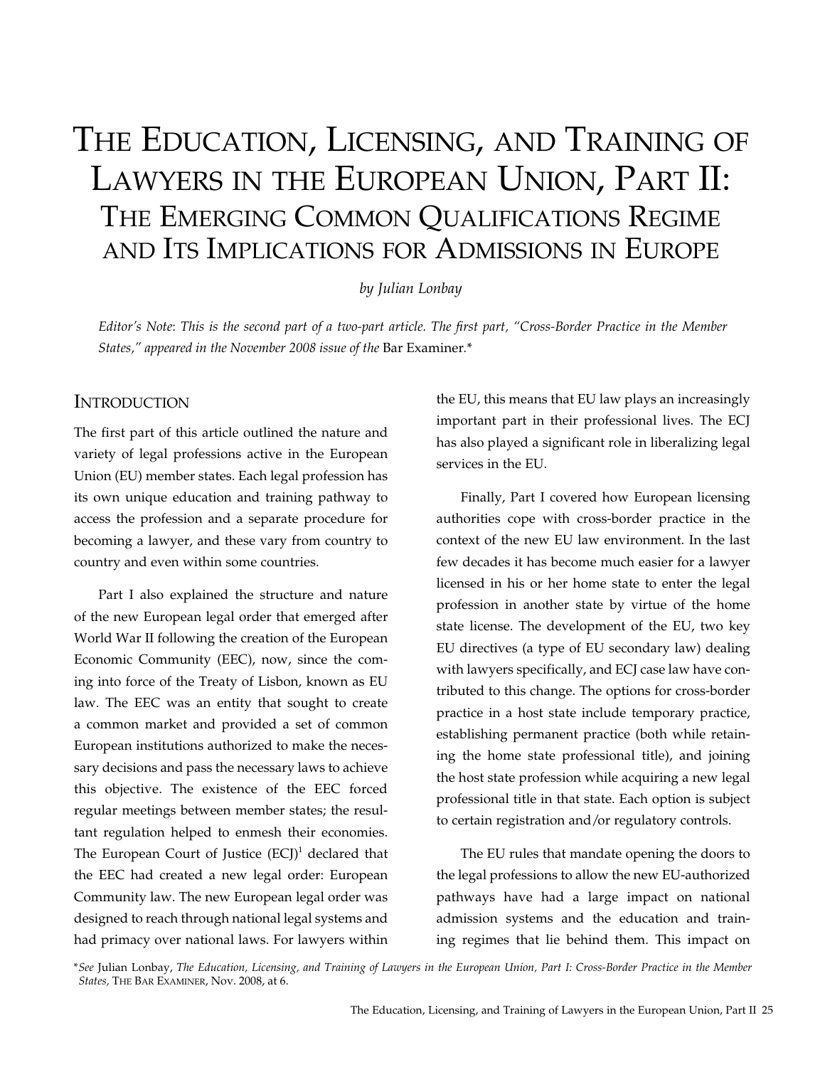# The Education, Licensing, and Training of Lawyers in the European Union, Part II: The Emerging Common Qualifications Regime and Its Implications for Admissions in Europe

*by Julian Lonbay*

*Editor's Note: This is the second part of a two-part article. The first part, "Cross-Border Practice in the Member States," appeared in the November 2008 issue of the* Bar Examiner.*

## Introduction

The first part of this article outlined the nature and variety of legal professions active in the European Union (EU) member states. Each legal profession has its own unique education and training pathway to access the profession and a separate procedure for becoming a lawyer, and these vary from country to country and even within some countries.

Part I also explained the structure and nature of the new European legal order that emerged after World War II following the creation of the European Economic Community (EEC), now, since the coming into force of the Treaty of Lisbon, known as EU law. The EEC was an entity that sought to create a common market and provided a set of common European institutions authorized to make the necessary decisions and pass the necessary laws to achieve this objective. The existence of the EEC forced regular meetings between member states; the resultant regulation helped to enmesh their economies. The European Court of Justice (ECJ)[1] declared that the EEC had created a new legal order: European Community law. The new European legal order was designed to reach through national legal systems and had primacy over national laws. For lawyers within the EU, this means that EU law plays an increasingly important part in their professional lives. The ECJ has also played a significant role in liberalizing legal services in the EU.

Finally, Part I covered how European licensing authorities cope with cross-border practice in the context of the new EU law environment. In the last few decades it has become much easier for a lawyer licensed in his or her home state to enter the legal profession in another state by virtue of the home state license. The development of the EU, two key EU directives (a type of EU secondary law) dealing with lawyers specifically, and ECJ case law have contributed to this change. The options for cross-border practice in a host state include temporary practice, establishing permanent practice (both while retaining the home state professional title), and joining the host state profession while acquiring a new legal professional title in that state. Each option is subject to certain registration and/or regulatory controls.

The EU rules that mandate opening the doors to the legal professions to allow the new EU-authorized pathways have had a large impact on national admission systems and the education and training regimes that lie behind them. This impact on

*See Julian Lonbay, *The Education, Licensing, and Training of Lawyers in the European Union, Part I: Cross-Border Practice in the Member States*, The Bar Examiner, Nov. 2008, at 6.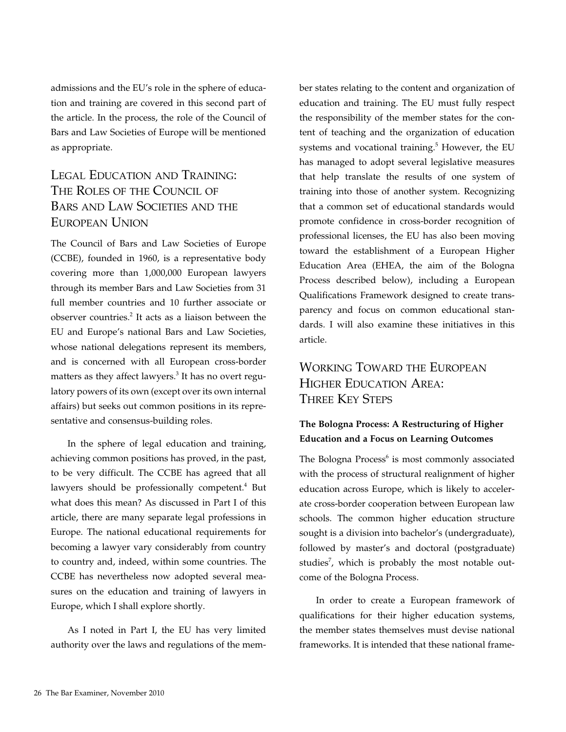admissions and the EU's role in the sphere of education and training are covered in this second part of the article. In the process, the role of the Council of Bars and Law Societies of Europe will be mentioned as appropriate.

## Legal Education and Training: The Roles of the Council of Bars and Law Societies and the European Union

The Council of Bars and Law Societies of Europe (CCBE), founded in 1960, is a representative body covering more than 1,000,000 European lawyers through its member Bars and Law Societies from 31 full member countries and 10 further associate or observer countries.[2] It acts as a liaison between the EU and Europe's national Bars and Law Societies, whose national delegations represent its members, and is concerned with all European cross-border matters as they affect lawyers.[3] It has no overt regulatory powers of its own (except over its own internal affairs) but seeks out common positions in its representative and consensus-building roles.

In the sphere of legal education and training, achieving common positions has proved, in the past, to be very difficult. The CCBE has agreed that all lawyers should be professionally competent.[4] But what does this mean? As discussed in Part I of this article, there are many separate legal professions in Europe. The national educational requirements for becoming a lawyer vary considerably from country to country and, indeed, within some countries. The CCBE has nevertheless now adopted several measures on the education and training of lawyers in Europe, which I shall explore shortly.

As I noted in Part I, the EU has very limited authority over the laws and regulations of the member states relating to the content and organization of education and training. The EU must fully respect the responsibility of the member states for the content of teaching and the organization of education systems and vocational training.[5] However, the EU has managed to adopt several legislative measures that help translate the results of one system of training into those of another system. Recognizing that a common set of educational standards would promote confidence in cross-border recognition of professional licenses, the EU has also been moving toward the establishment of a European Higher Education Area (EHEA, the aim of the Bologna Process described below), including a European Qualifications Framework designed to create transparency and focus on common educational standards. I will also examine these initiatives in this article.

## Working Toward the European Higher Education Area: Three Key Steps

### The Bologna Process: A Restructuring of Higher Education and a Focus on Learning Outcomes

The Bologna Process[6] is most commonly associated with the process of structural realignment of higher education across Europe, which is likely to accelerate cross-border cooperation between European law schools. The common higher education structure sought is a division into bachelor's (undergraduate), followed by master's and doctoral (postgraduate) studies[7], which is probably the most notable outcome of the Bologna Process.

In order to create a European framework of qualifications for their higher education systems, the member states themselves must devise national frameworks. It is intended that these national frame-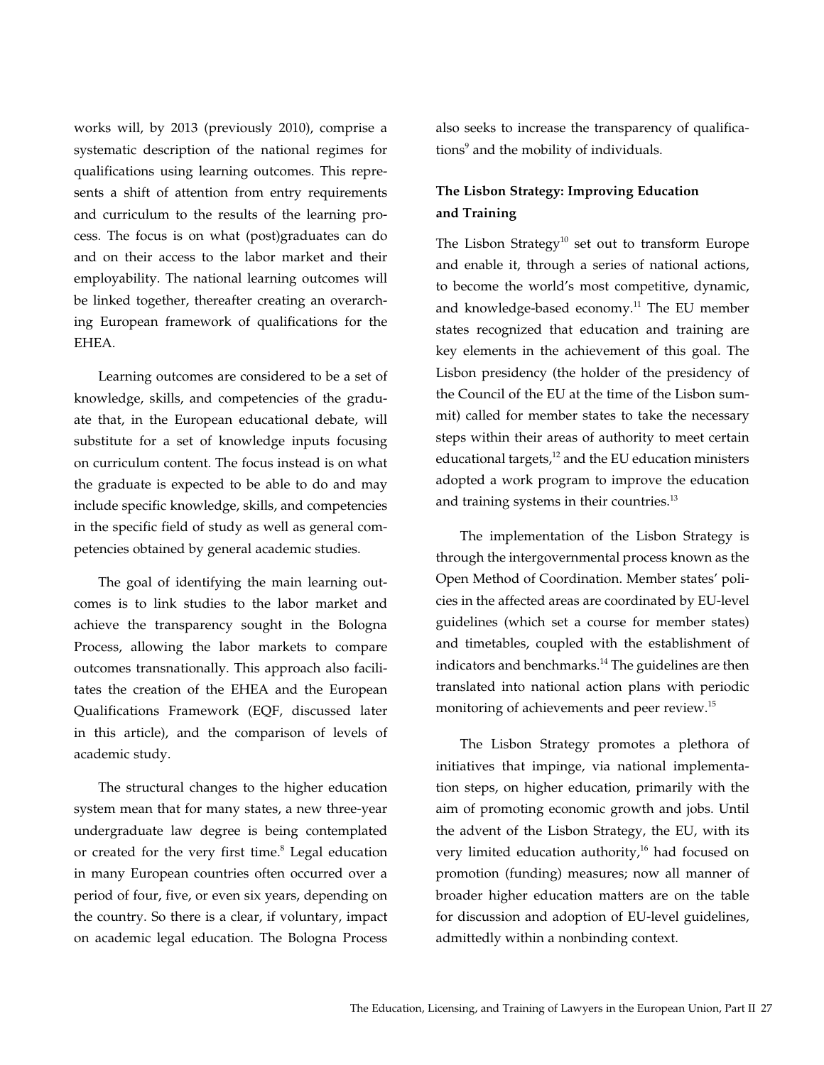works will, by 2013 (previously 2010), comprise a systematic description of the national regimes for qualifications using learning outcomes. This represents a shift of attention from entry requirements and curriculum to the results of the learning process. The focus is on what (post)graduates can do and on their access to the labor market and their employability. The national learning outcomes will be linked together, thereafter creating an overarching European framework of qualifications for the EHEA.

Learning outcomes are considered to be a set of knowledge, skills, and competencies of the graduate that, in the European educational debate, will substitute for a set of knowledge inputs focusing on curriculum content. The focus instead is on what the graduate is expected to be able to do and may include specific knowledge, skills, and competencies in the specific field of study as well as general competencies obtained by general academic studies.

The goal of identifying the main learning outcomes is to link studies to the labor market and achieve the transparency sought in the Bologna Process, allowing the labor markets to compare outcomes transnationally. This approach also facilitates the creation of the EHEA and the European Qualifications Framework (EQF, discussed later in this article), and the comparison of levels of academic study.

The structural changes to the higher education system mean that for many states, a new three-year undergraduate law degree is being contemplated or created for the very first time.[8] Legal education in many European countries often occurred over a period of four, five, or even six years, depending on the country. So there is a clear, if voluntary, impact on academic legal education. The Bologna Process also seeks to increase the transparency of qualifications[9] and the mobility of individuals.

### The Lisbon Strategy: Improving Education and Training

The Lisbon Strategy[10] set out to transform Europe and enable it, through a series of national actions, to become the world's most competitive, dynamic, and knowledge-based economy.[11] The EU member states recognized that education and training are key elements in the achievement of this goal. The Lisbon presidency (the holder of the presidency of the Council of the EU at the time of the Lisbon summit) called for member states to take the necessary steps within their areas of authority to meet certain educational targets,[12] and the EU education ministers adopted a work program to improve the education and training systems in their countries.[13]

The implementation of the Lisbon Strategy is through the intergovernmental process known as the Open Method of Coordination. Member states' policies in the affected areas are coordinated by EU-level guidelines (which set a course for member states) and timetables, coupled with the establishment of indicators and benchmarks.[14] The guidelines are then translated into national action plans with periodic monitoring of achievements and peer review.[15]

The Lisbon Strategy promotes a plethora of initiatives that impinge, via national implementation steps, on higher education, primarily with the aim of promoting economic growth and jobs. Until the advent of the Lisbon Strategy, the EU, with its very limited education authority,[16] had focused on promotion (funding) measures; now all manner of broader higher education matters are on the table for discussion and adoption of EU-level guidelines, admittedly within a nonbinding context.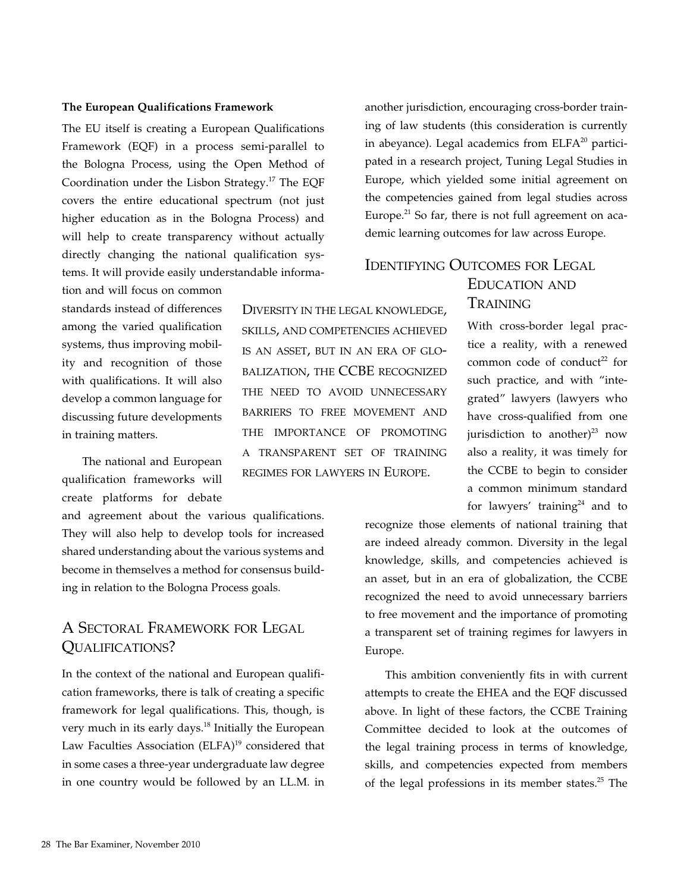### The European Qualifications Framework

The EU itself is creating a European Qualifications Framework (EQF) in a process semi-parallel to the Bologna Process, using the Open Method of Coordination under the Lisbon Strategy.[17] The EQF covers the entire educational spectrum (not just higher education as in the Bologna Process) and will help to create transparency without actually directly changing the national qualification systems. It will provide easily understandable information and will focus on common standards instead of differences among the varied qualification systems, thus improving mobility and recognition of those with qualifications. It will also develop a common language for discussing future developments in training matters.

The national and European qualification frameworks will create platforms for debate and agreement about the various qualifications. They will also help to develop tools for increased shared understanding about the various systems and become in themselves a method for consensus building in relation to the Bologna Process goals.

## A Sectoral Framework for Legal Qualifications?

In the context of the national and European qualification frameworks, there is talk of creating a specific framework for legal qualifications. This, though, is very much in its early days.[18] Initially the European Law Faculties Association (ELFA)[19] considered that in some cases a three-year undergraduate law degree in one country would be followed by an LL.M. in another jurisdiction, encouraging cross-border training of law students (this consideration is currently in abeyance). Legal academics from ELFA[20] participated in a research project, Tuning Legal Studies in Europe, which yielded some initial agreement on the competencies gained from legal studies across Europe.[21] So far, there is not full agreement on academic learning outcomes for law across Europe.

> Diversity in the legal knowledge, skills, and competencies achieved is an asset, but in an era of globalization, the CCBE recognized the need to avoid unnecessary barriers to free movement and the importance of promoting a transparent set of training regimes for lawyers in Europe.

## Identifying Outcomes for Legal Education and Training

With cross-border legal practice a reality, with a renewed common code of conduct[22] for such practice, and with "integrated" lawyers (lawyers who have cross-qualified from one jurisdiction to another)[23] now also a reality, it was timely for the CCBE to begin to consider a common minimum standard for lawyers' training[24] and to recognize those elements of national training that are indeed already common. Diversity in the legal knowledge, skills, and competencies achieved is an asset, but in an era of globalization, the CCBE recognized the need to avoid unnecessary barriers to free movement and the importance of promoting a transparent set of training regimes for lawyers in Europe.

This ambition conveniently fits in with current attempts to create the EHEA and the EQF discussed above. In light of these factors, the CCBE Training Committee decided to look at the outcomes of the legal training process in terms of knowledge, skills, and competencies expected from members of the legal professions in its member states.[25] The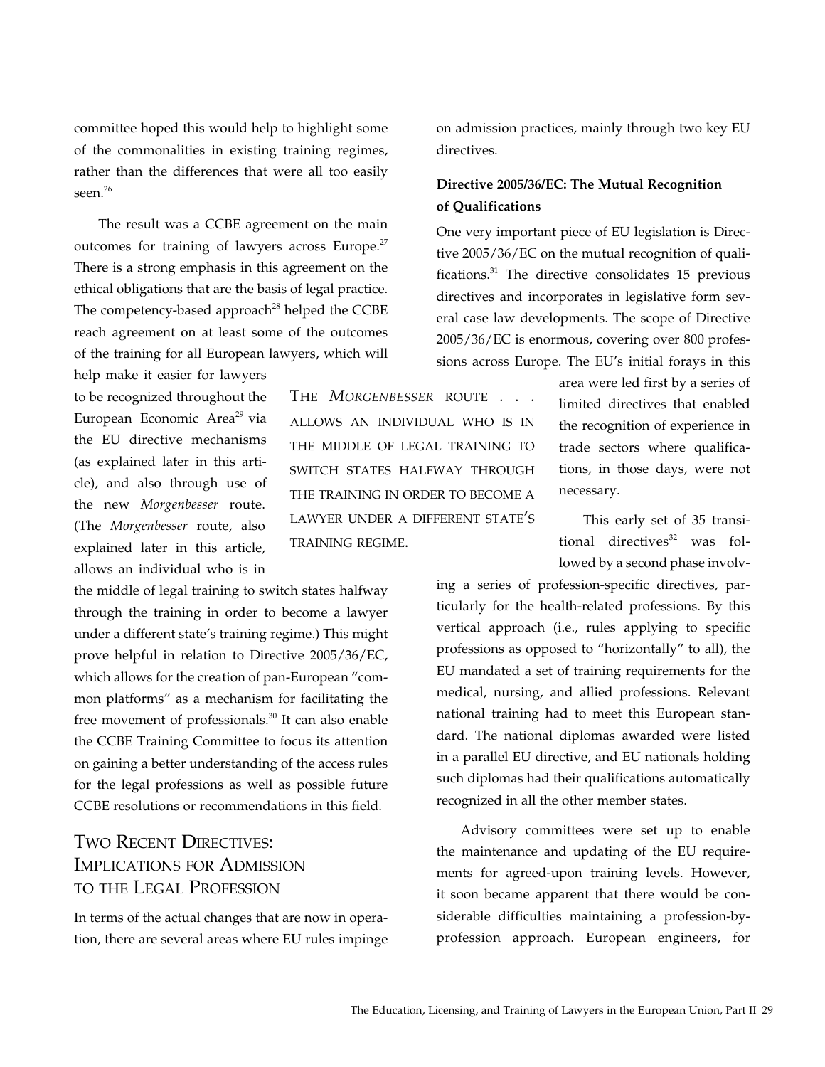committee hoped this would help to highlight some of the commonalities in existing training regimes, rather than the differences that were all too easily seen.[26]

The result was a CCBE agreement on the main outcomes for training of lawyers across Europe.[27] There is a strong emphasis in this agreement on the ethical obligations that are the basis of legal practice. The competency-based approach[28] helped the CCBE reach agreement on at least some of the outcomes of the training for all European lawyers, which will help make it easier for lawyers to be recognized throughout the European Economic Area[29] via the EU directive mechanisms (as explained later in this article), and also through use of the new *Morgenbesser* route. (The *Morgenbesser* route, also explained later in this article, allows an individual who is in the middle of legal training to switch states halfway through the training in order to become a lawyer under a different state's training regime.) This might prove helpful in relation to Directive 2005/36/EC, which allows for the creation of pan-European "common platforms" as a mechanism for facilitating the free movement of professionals.[30] It can also enable the CCBE Training Committee to focus its attention on gaining a better understanding of the access rules for the legal professions as well as possible future CCBE resolutions or recommendations in this field.

> The *Morgenbesser* route . . . allows an individual who is in the middle of legal training to switch states halfway through the training in order to become a lawyer under a different state's training regime.

## Two Recent Directives: Implications for Admission to the Legal Profession

In terms of the actual changes that are now in operation, there are several areas where EU rules impinge on admission practices, mainly through two key EU directives.

### Directive 2005/36/EC: The Mutual Recognition of Qualifications

One very important piece of EU legislation is Directive 2005/36/EC on the mutual recognition of qualifications.[31] The directive consolidates 15 previous directives and incorporates in legislative form several case law developments. The scope of Directive 2005/36/EC is enormous, covering over 800 professions across Europe. The EU's initial forays in this area were led first by a series of limited directives that enabled the recognition of experience in trade sectors where qualifications, in those days, were not necessary.

This early set of 35 transitional directives[32] was followed by a second phase involving a series of profession-specific directives, particularly for the health-related professions. By this vertical approach (i.e., rules applying to specific professions as opposed to "horizontally" to all), the EU mandated a set of training requirements for the medical, nursing, and allied professions. Relevant national training had to meet this European standard. The national diplomas awarded were listed in a parallel EU directive, and EU nationals holding such diplomas had their qualifications automatically recognized in all the other member states.

Advisory committees were set up to enable the maintenance and updating of the EU requirements for agreed-upon training levels. However, it soon became apparent that there would be considerable difficulties maintaining a profession-by-profession approach. European engineers, for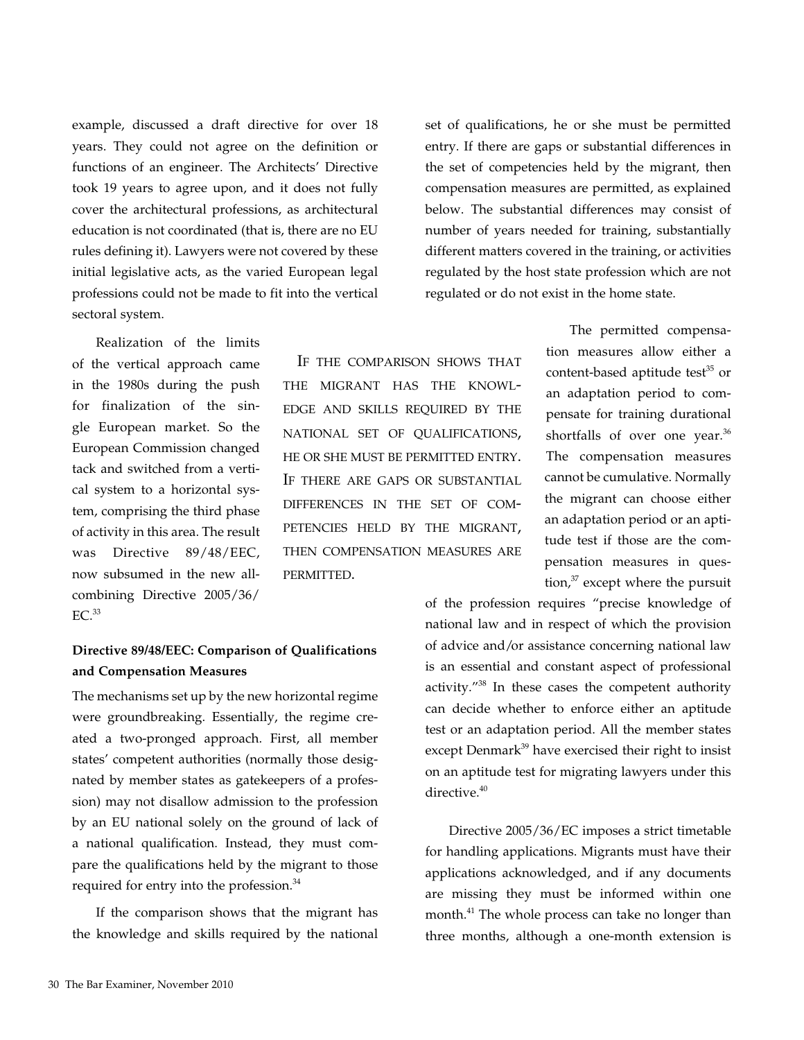example, discussed a draft directive for over 18 years. They could not agree on the definition or functions of an engineer. The Architects' Directive took 19 years to agree upon, and it does not fully cover the architectural professions, as architectural education is not coordinated (that is, there are no EU rules defining it). Lawyers were not covered by these initial legislative acts, as the varied European legal professions could not be made to fit into the vertical sectoral system.

Realization of the limits of the vertical approach came in the 1980s during the push for finalization of the single European market. So the European Commission changed tack and switched from a vertical system to a horizontal system, comprising the third phase of activity in this area. The result was Directive 89/48/EEC, now subsumed in the new all-combining Directive 2005/36/EC.[33]

**Directive 89/48/EEC: Comparison of Qualifications and Compensation Measures**

The mechanisms set up by the new horizontal regime were groundbreaking. Essentially, the regime created a two-pronged approach. First, all member states' competent authorities (normally those designated by member states as gatekeepers of a profession) may not disallow admission to the profession by an EU national solely on the ground of lack of a national qualification. Instead, they must compare the qualifications held by the migrant to those required for entry into the profession.[34]

If the comparison shows that the migrant has the knowledge and skills required by the national set of qualifications, he or she must be permitted entry. If there are gaps or substantial differences in the set of competencies held by the migrant, then compensation measures are permitted, as explained below. The substantial differences may consist of number of years needed for training, substantially different matters covered in the training, or activities regulated by the host state profession which are not regulated or do not exist in the home state.

> If the comparison shows that the migrant has the knowledge and skills required by the national set of qualifications, he or she must be permitted entry. If there are gaps or substantial differences in the set of competencies held by the migrant, then compensation measures are permitted.

The permitted compensation measures allow either a content-based aptitude test[35] or an adaptation period to compensate for training durational shortfalls of over one year.[36] The compensation measures cannot be cumulative. Normally the migrant can choose either an adaptation period or an aptitude test if those are the compensation measures in question,[37] except where the pursuit of the profession requires "precise knowledge of national law and in respect of which the provision of advice and/or assistance concerning national law is an essential and constant aspect of professional activity."[38] In these cases the competent authority can decide whether to enforce either an aptitude test or an adaptation period. All the member states except Denmark[39] have exercised their right to insist on an aptitude test for migrating lawyers under this directive.[40]

Directive 2005/36/EC imposes a strict timetable for handling applications. Migrants must have their applications acknowledged, and if any documents are missing they must be informed within one month.[41] The whole process can take no longer than three months, although a one-month extension is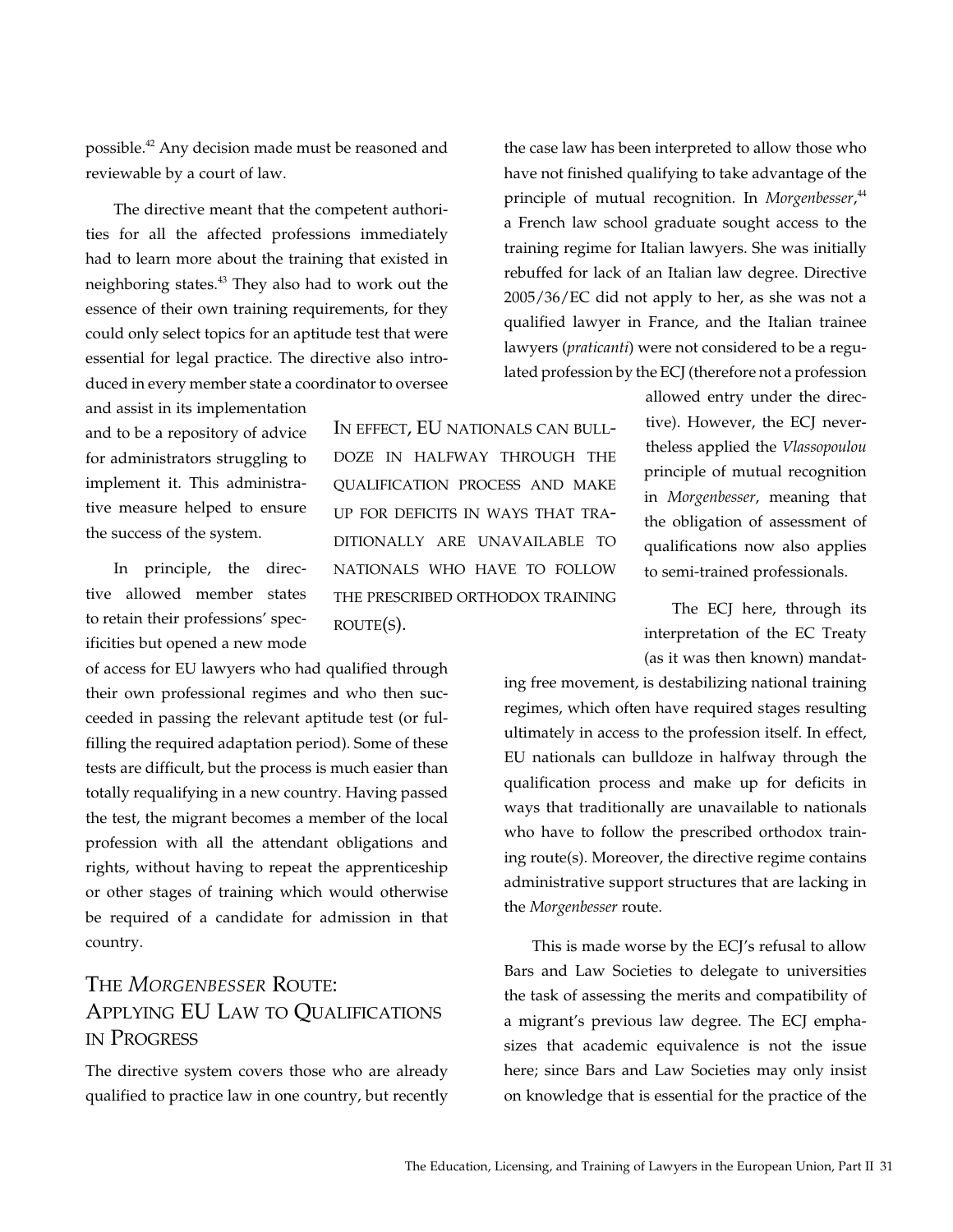possible.[42] Any decision made must be reasoned and reviewable by a court of law.

The directive meant that the competent authorities for all the affected professions immediately had to learn more about the training that existed in neighboring states.[43] They also had to work out the essence of their own training requirements, for they could only select topics for an aptitude test that were essential for legal practice. The directive also introduced in every member state a coordinator to oversee and assist in its implementation and to be a repository of advice for administrators struggling to implement it. This administrative measure helped to ensure the success of the system.

In principle, the directive allowed member states to retain their professions' specificities but opened a new mode of access for EU lawyers who had qualified through their own professional regimes and who then succeeded in passing the relevant aptitude test (or fulfilling the required adaptation period). Some of these tests are difficult, but the process is much easier than totally requalifying in a new country. Having passed the test, the migrant becomes a member of the local profession with all the attendant obligations and rights, without having to repeat the apprenticeship or other stages of training which would otherwise be required of a candidate for admission in that country.

## The *Morgenbesser* Route: Applying EU Law to Qualifications in Progress

The directive system covers those who are already qualified to practice law in one country, but recently the case law has been interpreted to allow those who have not finished qualifying to take advantage of the principle of mutual recognition. In *Morgenbesser*,[44] a French law school graduate sought access to the training regime for Italian lawyers. She was initially rebuffed for lack of an Italian law degree. Directive 2005/36/EC did not apply to her, as she was not a qualified lawyer in France, and the Italian trainee lawyers (*praticanti*) were not considered to be a regulated profession by the ECJ (therefore not a profession allowed entry under the directive). However, the ECJ nevertheless applied the *Vlassopoulou* principle of mutual recognition in *Morgenbesser*, meaning that the obligation of assessment of qualifications now also applies to semi-trained professionals.

The ECJ here, through its interpretation of the EC Treaty (as it was then known) mandating free movement, is destabilizing national training regimes, which often have required stages resulting ultimately in access to the profession itself. In effect, EU nationals can bulldoze in halfway through the qualification process and make up for deficits in ways that traditionally are unavailable to nationals who have to follow the prescribed orthodox training route(s). Moreover, the directive regime contains administrative support structures that are lacking in the *Morgenbesser* route.

This is made worse by the ECJ's refusal to allow Bars and Law Societies to delegate to universities the task of assessing the merits and compatibility of a migrant's previous law degree. The ECJ emphasizes that academic equivalence is not the issue here; since Bars and Law Societies may only insist on knowledge that is essential for the practice of the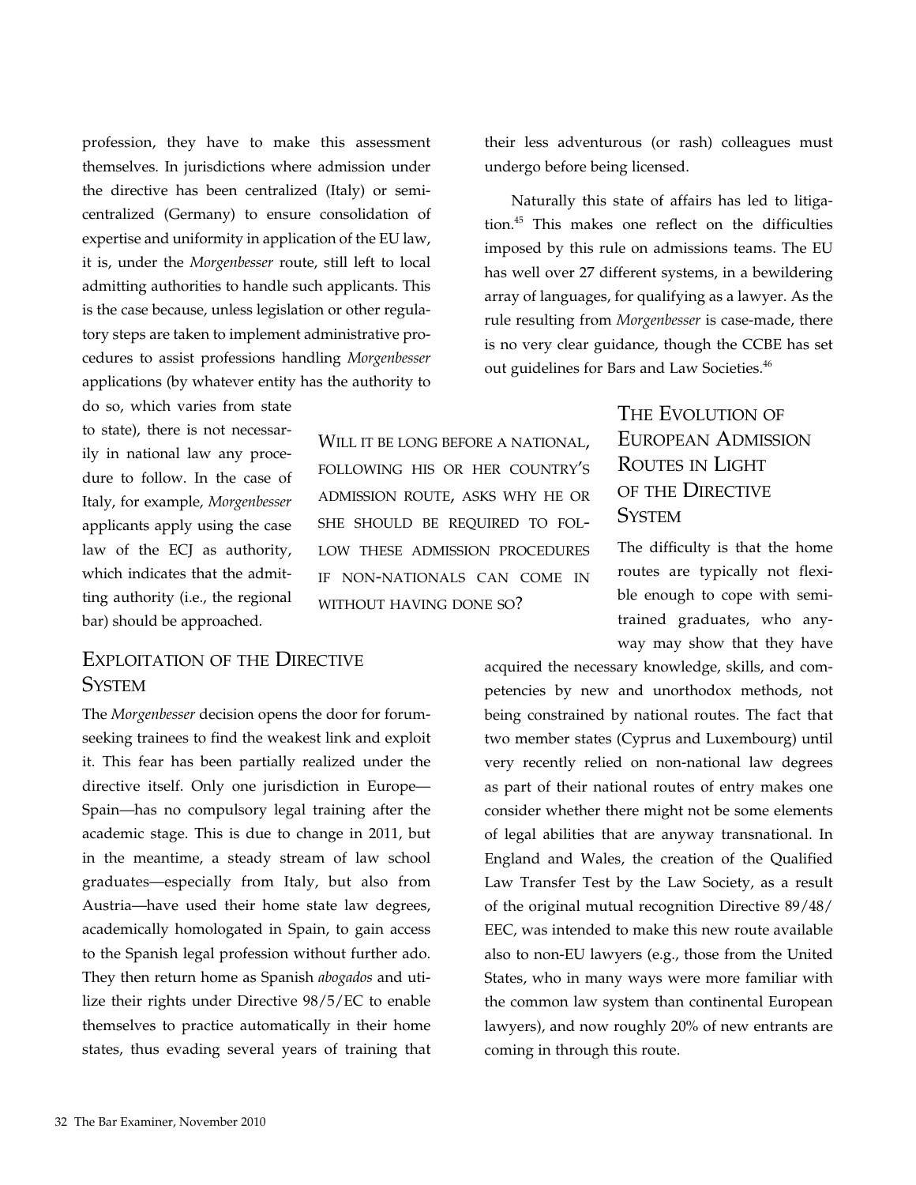profession, they have to make this assessment themselves. In jurisdictions where admission under the directive has been centralized (Italy) or semi-centralized (Germany) to ensure consolidation of expertise and uniformity in application of the EU law, it is, under the *Morgenbesser* route, still left to local admitting authorities to handle such applicants. This is the case because, unless legislation or other regulatory steps are taken to implement administrative procedures to assist professions handling *Morgenbesser* applications (by whatever entity has the authority to do so, which varies from state to state), there is not necessarily in national law any procedure to follow. In the case of Italy, for example, *Morgenbesser* applicants apply using the case law of the ECJ as authority, which indicates that the admitting authority (i.e., the regional bar) should be approached.

> WILL IT BE LONG BEFORE A NATIONAL, FOLLOWING HIS OR HER COUNTRY'S ADMISSION ROUTE, ASKS WHY HE OR SHE SHOULD BE REQUIRED TO FOLLOW THESE ADMISSION PROCEDURES IF NON-NATIONALS CAN COME IN WITHOUT HAVING DONE SO?

## Exploitation of the Directive System

The *Morgenbesser* decision opens the door for forum-seeking trainees to find the weakest link and exploit it. This fear has been partially realized under the directive itself. Only one jurisdiction in Europe—Spain—has no compulsory legal training after the academic stage. This is due to change in 2011, but in the meantime, a steady stream of law school graduates—especially from Italy, but also from Austria—have used their home state law degrees, academically homologated in Spain, to gain access to the Spanish legal profession without further ado. They then return home as Spanish *abogados* and utilize their rights under Directive 98/5/EC to enable themselves to practice automatically in their home states, thus evading several years of training that their less adventurous (or rash) colleagues must undergo before being licensed.

Naturally this state of affairs has led to litigation.[45] This makes one reflect on the difficulties imposed by this rule on admissions teams. The EU has well over 27 different systems, in a bewildering array of languages, for qualifying as a lawyer. As the rule resulting from *Morgenbesser* is case-made, there is no very clear guidance, though the CCBE has set out guidelines for Bars and Law Societies.[46]

## The Evolution of European Admission Routes in Light of the Directive System

The difficulty is that the home routes are typically not flexible enough to cope with semi-trained graduates, who anyway may show that they have acquired the necessary knowledge, skills, and competencies by new and unorthodox methods, not being constrained by national routes. The fact that two member states (Cyprus and Luxembourg) until very recently relied on non-national law degrees as part of their national routes of entry makes one consider whether there might not be some elements of legal abilities that are anyway transnational. In England and Wales, the creation of the Qualified Law Transfer Test by the Law Society, as a result of the original mutual recognition Directive 89/48/EEC, was intended to make this new route available also to non-EU lawyers (e.g., those from the United States, who in many ways were more familiar with the common law system than continental European lawyers), and now roughly 20% of new entrants are coming in through this route.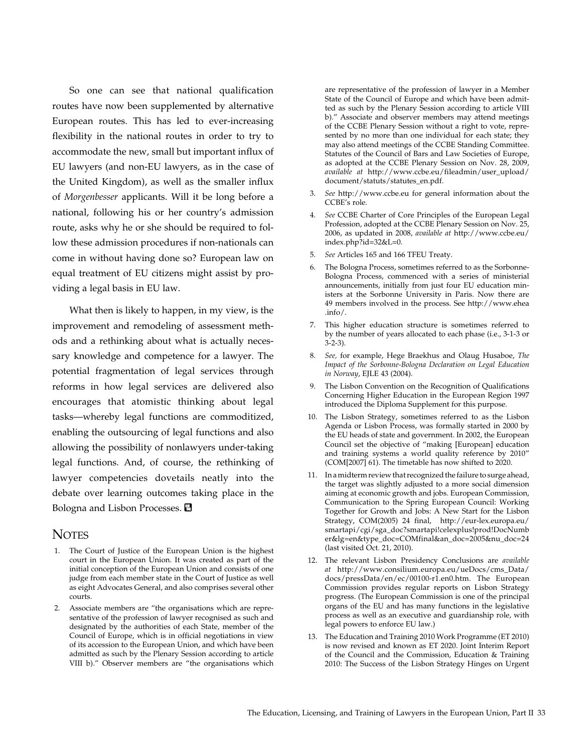So one can see that national qualification routes have now been supplemented by alternative European routes. This has led to ever-increasing flexibility in the national routes in order to try to accommodate the new, small but important influx of EU lawyers (and non-EU lawyers, as in the case of the United Kingdom), as well as the smaller influx of *Morgenbesser* applicants. Will it be long before a national, following his or her country's admission route, asks why he or she should be required to follow these admission procedures if non-nationals can come in without having done so? European law on equal treatment of EU citizens might assist by providing a legal basis in EU law.

What then is likely to happen, in my view, is the improvement and remodeling of assessment methods and a rethinking about what is actually necessary knowledge and competence for a lawyer. The potential fragmentation of legal services through reforms in how legal services are delivered also encourages that atomistic thinking about legal tasks—whereby legal functions are commoditized, enabling the outsourcing of legal functions and also allowing the possibility of nonlawyers under-taking legal functions. And, of course, the rethinking of lawyer competencies dovetails neatly into the debate over learning outcomes taking place in the Bologna and Lisbon Processes.

## Notes

1. The Court of Justice of the European Union is the highest court in the European Union. It was created as part of the initial conception of the European Union and consists of one judge from each member state in the Court of Justice as well as eight Advocates General, and also comprises several other courts.
2. Associate members are "the organisations which are representative of the profession of lawyer recognised as such and designated by the authorities of each State, member of the Council of Europe, which is in official negotiations in view of its accession to the European Union, and which have been admitted as such by the Plenary Session according to article VIII b)." Observer members are "the organisations which are representative of the profession of lawyer in a Member State of the Council of Europe and which have been admitted as such by the Plenary Session according to article VIII b)." Associate and observer members may attend meetings of the CCBE Plenary Session without a right to vote, represented by no more than one individual for each state; they may also attend meetings of the CCBE Standing Committee. Statutes of the Council of Bars and Law Societies of Europe, as adopted at the CCBE Plenary Session on Nov. 28, 2009, *available at* http://www.ccbe.eu/fileadmin/user_upload/document/statuts/statutes_en.pdf.
3. *See* http://www.ccbe.eu for general information about the CCBE's role.
4. *See* CCBE Charter of Core Principles of the European Legal Profession, adopted at the CCBE Plenary Session on Nov. 25, 2006, as updated in 2008, *available at* http://www.ccbe.eu/index.php?id=32&L=0.
5. *See* Articles 165 and 166 TFEU Treaty.
6. The Bologna Process, sometimes referred to as the Sorbonne-Bologna Process, commenced with a series of ministerial announcements, initially from just four EU education ministers at the Sorbonne University in Paris. Now there are 49 members involved in the process. See http://www.ehea.info/.
7. This higher education structure is sometimes referred to by the number of years allocated to each phase (i.e., 3-1-3 or 3-2-3).
8. *See*, for example, Hege Braekhus and Olaug Husaboe, *The Impact of the Sorbonne-Bologna Declaration on Legal Education in Norway*, EJLE 43 (2004).
9. The Lisbon Convention on the Recognition of Qualifications Concerning Higher Education in the European Region 1997 introduced the Diploma Supplement for this purpose.
10. The Lisbon Strategy, sometimes referred to as the Lisbon Agenda or Lisbon Process, was formally started in 2000 by the EU heads of state and government. In 2002, the European Council set the objective of "making [European] education and training systems a world quality reference by 2010" (COM[2007] 61). The timetable has now shifted to 2020.
11. In a midterm review that recognized the failure to surge ahead, the target was slightly adjusted to a more social dimension aiming at economic growth and jobs. European Commission, Communication to the Spring European Council: Working Together for Growth and Jobs: A New Start for the Lisbon Strategy, COM(2005) 24 final, http://eur-lex.europa.eu/smartapi/cgi/sga_doc?smartapi!celexplus!prod!DocNumber&lg=en&type_doc=COMfinal&an_doc=2005&nu_doc=24 (last visited Oct. 21, 2010).
12. The relevant Lisbon Presidency Conclusions are *available at* http://www.consilium.europa.eu/ueDocs/cms_Data/docs/pressData/en/ec/00100-r1.en0.htm. The European Commission provides regular reports on Lisbon Strategy progress. (The European Commission is one of the principal organs of the EU and has many functions in the legislative process as well as an executive and guardianship role, with legal powers to enforce EU law.)
13. The Education and Training 2010 Work Programme (ET 2010) is now revised and known as ET 2020. Joint Interim Report of the Council and the Commission, Education & Training 2010: The Success of the Lisbon Strategy Hinges on Urgent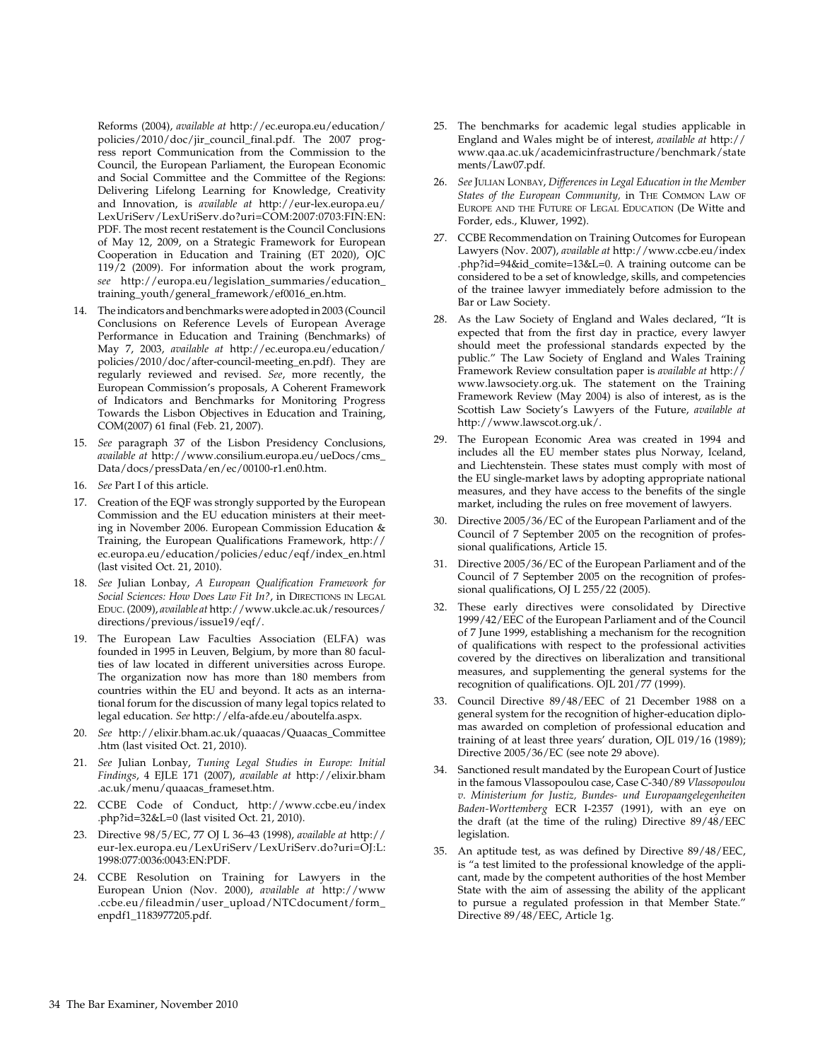Reforms (2004), *available at* http://ec.europa.eu/education/policies/2010/doc/jir_council_final.pdf. The 2007 progress report Communication from the Commission to the Council, the European Parliament, the European Economic and Social Committee and the Committee of the Regions: Delivering Lifelong Learning for Knowledge, Creativity and Innovation, is *available at* http://eur-lex.europa.eu/LexUriServ/LexUriServ.do?uri=COM:2007:0703:FIN:EN:PDF. The most recent restatement is the Council Conclusions of May 12, 2009, on a Strategic Framework for European Cooperation in Education and Training (ET 2020), OJC 119/2 (2009). For information about the work program, *see* http://europa.eu/legislation_summaries/education_training_youth/general_framework/ef0016_en.htm.

14. The indicators and benchmarks were adopted in 2003 (Council Conclusions on Reference Levels of European Average Performance in Education and Training (Benchmarks) of May 7, 2003, *available at* http://ec.europa.eu/education/policies/2010/doc/after-council-meeting_en.pdf). They are regularly reviewed and revised. *See*, more recently, the European Commission's proposals, A Coherent Framework of Indicators and Benchmarks for Monitoring Progress Towards the Lisbon Objectives in Education and Training, COM(2007) 61 final (Feb. 21, 2007).

15. *See* paragraph 37 of the Lisbon Presidency Conclusions, *available at* http://www.consilium.europa.eu/ueDocs/cms_Data/docs/pressData/en/ec/00100-r1.en0.htm.

16. *See* Part I of this article.

17. Creation of the EQF was strongly supported by the European Commission and the EU education ministers at their meeting in November 2006. European Commission Education & Training, the European Qualifications Framework, http://ec.europa.eu/education/policies/educ/eqf/index_en.html (last visited Oct. 21, 2010).

18. *See* Julian Lonbay, *A European Qualification Framework for Social Sciences: How Does Law Fit In?*, in Directions in Legal Educ. (2009), *available at* http://www.ukcle.ac.uk/resources/directions/previous/issue19/eqf/.

19. The European Law Faculties Association (ELFA) was founded in 1995 in Leuven, Belgium, by more than 80 faculties of law located in different universities across Europe. The organization now has more than 180 members from countries within the EU and beyond. It acts as an international forum for the discussion of many legal topics related to legal education. *See* http://elfa-afde.eu/aboutelfa.aspx.

20. *See* http://elixir.bham.ac.uk/quaacas/Quaacas_Committee.htm (last visited Oct. 21, 2010).

21. *See* Julian Lonbay, *Tuning Legal Studies in Europe: Initial Findings*, 4 EJLE 171 (2007), *available at* http://elixir.bham.ac.uk/menu/quaacas_frameset.htm.

22. CCBE Code of Conduct, http://www.ccbe.eu/index.php?id=32&L=0 (last visited Oct. 21, 2010).

23. Directive 98/5/EC, 77 OJ L 36–43 (1998), *available at* http://eur-lex.europa.eu/LexUriServ/LexUriServ.do?uri=OJ:L:1998:077:0036:0043:EN:PDF.

24. CCBE Resolution on Training for Lawyers in the European Union (Nov. 2000), *available at* http://www.ccbe.eu/fileadmin/user_upload/NTCdocument/form_enpdf1_1183977205.pdf.

25. The benchmarks for academic legal studies applicable in England and Wales might be of interest, *available at* http://www.qaa.ac.uk/academicinfrastructure/benchmark/statements/Law07.pdf.

26. *See* Julian Lonbay, *Differences in Legal Education in the Member States of the European Community*, in The Common Law of Europe and the Future of Legal Education (De Witte and Forder, eds., Kluwer, 1992).

27. CCBE Recommendation on Training Outcomes for European Lawyers (Nov. 2007), *available at* http://www.ccbe.eu/index.php?id=94&id_comite=13&L=0. A training outcome can be considered to be a set of knowledge, skills, and competencies of the trainee lawyer immediately before admission to the Bar or Law Society.

28. As the Law Society of England and Wales declared, "It is expected that from the first day in practice, every lawyer should meet the professional standards expected by the public." The Law Society of England and Wales Training Framework Review consultation paper is *available at* http://www.lawsociety.org.uk. The statement on the Training Framework Review (May 2004) is also of interest, as is the Scottish Law Society's Lawyers of the Future, *available at* http://www.lawscot.org.uk/.

29. The European Economic Area was created in 1994 and includes all the EU member states plus Norway, Iceland, and Liechtenstein. These states must comply with most of the EU single-market laws by adopting appropriate national measures, and they have access to the benefits of the single market, including the rules on free movement of lawyers.

30. Directive 2005/36/EC of the European Parliament and of the Council of 7 September 2005 on the recognition of professional qualifications, Article 15.

31. Directive 2005/36/EC of the European Parliament and of the Council of 7 September 2005 on the recognition of professional qualifications, OJ L 255/22 (2005).

32. These early directives were consolidated by Directive 1999/42/EEC of the European Parliament and of the Council of 7 June 1999, establishing a mechanism for the recognition of qualifications with respect to the professional activities covered by the directives on liberalization and transitional measures, and supplementing the general systems for the recognition of qualifications. OJL 201/77 (1999).

33. Council Directive 89/48/EEC of 21 December 1988 on a general system for the recognition of higher-education diplomas awarded on completion of professional education and training of at least three years' duration, OJL 019/16 (1989); Directive 2005/36/EC (see note 29 above).

34. Sanctioned result mandated by the European Court of Justice in the famous Vlassopoulou case, Case C-340/89 *Vlassopoulou v. Ministerium für Justiz, Bundes- und Europaangelegenheiten Baden-Wortttemberg* ECR I-2357 (1991), with an eye on the draft (at the time of the ruling) Directive 89/48/EEC legislation.

35. An aptitude test, as was defined by Directive 89/48/EEC, is "a test limited to the professional knowledge of the applicant, made by the competent authorities of the host Member State with the aim of assessing the ability of the applicant to pursue a regulated profession in that Member State." Directive 89/48/EEC, Article 1g.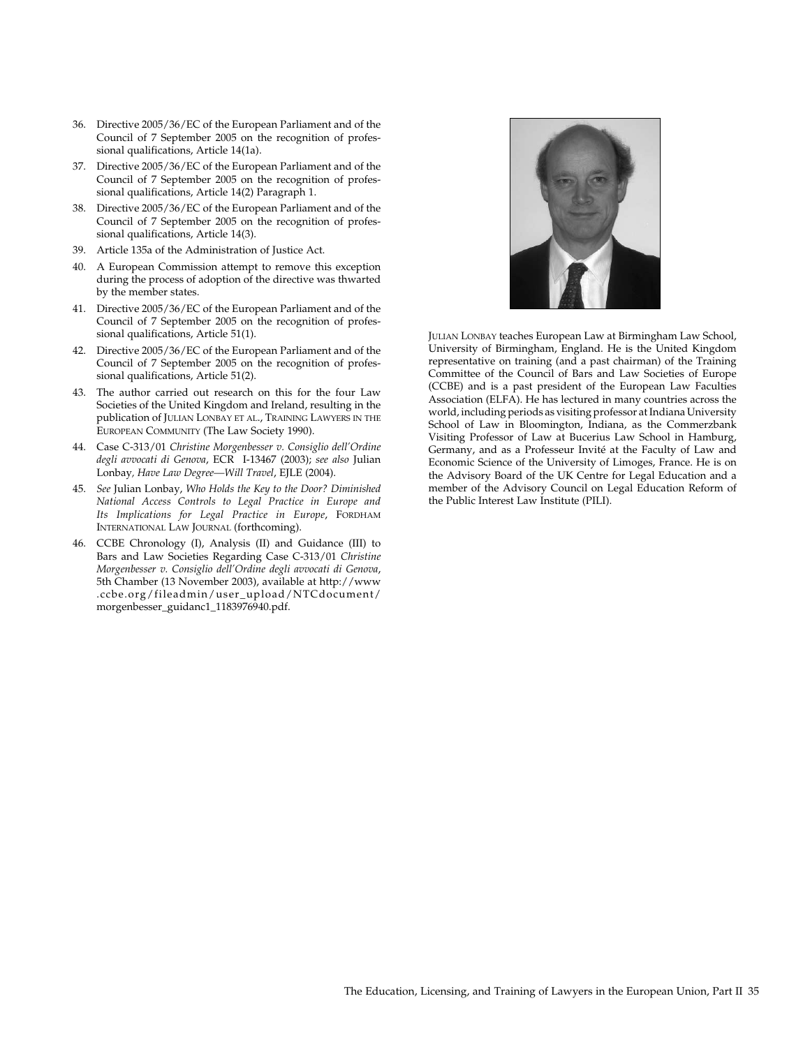36. Directive 2005/36/EC of the European Parliament and of the Council of 7 September 2005 on the recognition of professional qualifications, Article 14(1a).
37. Directive 2005/36/EC of the European Parliament and of the Council of 7 September 2005 on the recognition of professional qualifications, Article 14(2) Paragraph 1.
38. Directive 2005/36/EC of the European Parliament and of the Council of 7 September 2005 on the recognition of professional qualifications, Article 14(3).
39. Article 135a of the Administration of Justice Act.
40. A European Commission attempt to remove this exception during the process of adoption of the directive was thwarted by the member states.
41. Directive 2005/36/EC of the European Parliament and of the Council of 7 September 2005 on the recognition of professional qualifications, Article 51(1).
42. Directive 2005/36/EC of the European Parliament and of the Council of 7 September 2005 on the recognition of professional qualifications, Article 51(2).
43. The author carried out research on this for the four Law Societies of the United Kingdom and Ireland, resulting in the publication of JULIAN LONBAY ET AL., TRAINING LAWYERS IN THE EUROPEAN COMMUNITY (The Law Society 1990).
44. Case C-313/01 *Christine Morgenbesser v. Consiglio dell'Ordine degli avvocati di Genova*, ECR I-13467 (2003); *see also* Julian Lonbay, *Have Law Degree—Will Travel*, EJLE (2004).
45. *See* Julian Lonbay, *Who Holds the Key to the Door? Diminished National Access Controls to Legal Practice in Europe and Its Implications for Legal Practice in Europe*, FORDHAM INTERNATIONAL LAW JOURNAL (forthcoming).
46. CCBE Chronology (I), Analysis (II) and Guidance (III) to Bars and Law Societies Regarding Case C-313/01 *Christine Morgenbesser v. Consiglio dell'Ordine degli avvocati di Genova*, 5th Chamber (13 November 2003), available at http://www.ccbe.org/fileadmin/user_upload/NTCdocument/morgenbesser_guidanc1_1183976940.pdf.

JULIAN LONBAY teaches European Law at Birmingham Law School, University of Birmingham, England. He is the United Kingdom representative on training (and a past chairman) of the Training Committee of the Council of Bars and Law Societies of Europe (CCBE) and is a past president of the European Law Faculties Association (ELFA). He has lectured in many countries across the world, including periods as visiting professor at Indiana University School of Law in Bloomington, Indiana, as the Commerzbank Visiting Professor of Law at Bucerius Law School in Hamburg, Germany, and as a Professeur Invité at the Faculty of Law and Economic Science of the University of Limoges, France. He is on the Advisory Board of the UK Centre for Legal Education and a member of the Advisory Council on Legal Education Reform of the Public Interest Law Institute (PILI).